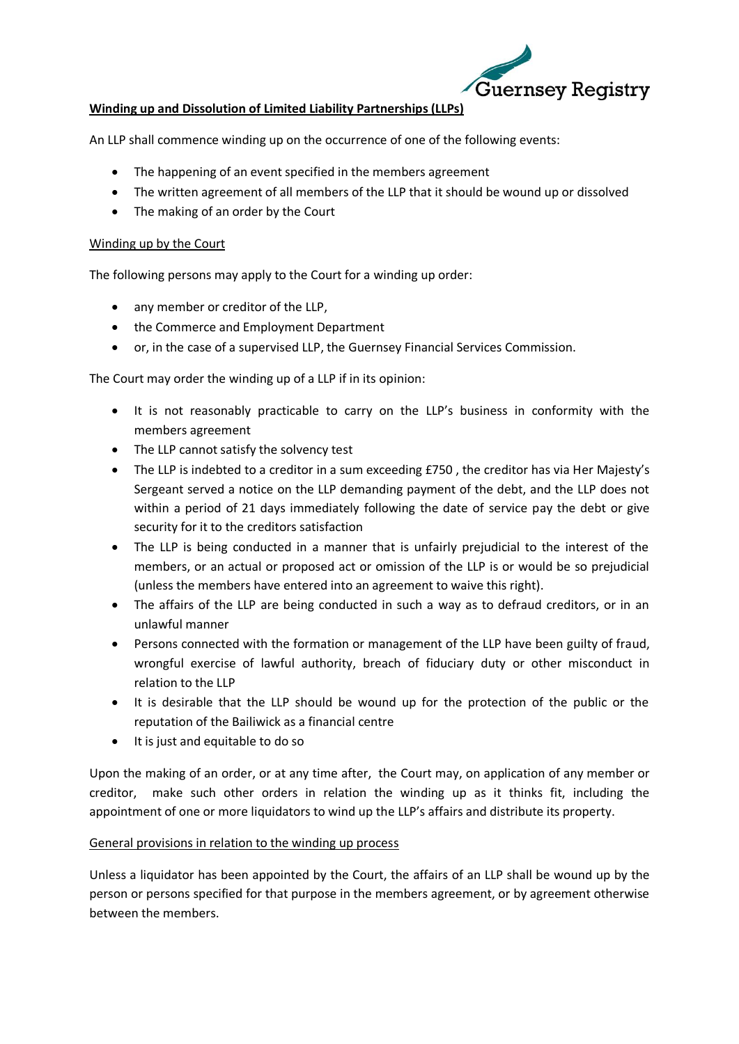**Winding up and Dissolution of Limited Liability Partnerships (LLPs)**

An LLP shall commence winding up on the occurrence of one of the following events:

- The happening of an event specified in the members agreement
- The written agreement of all members of the LLP that it should be wound up or dissolved
- The making of an order by the Court

Winding up by the Court

The following persons may apply to the Court for a winding up order:

- any member or creditor of the LLP,
- the Commerce and Employment Department
- or, in the case of a supervised LLP, the Guernsey Financial Services Commission.

The Court may order the winding up of a LLP if in its opinion:

- It is not reasonably practicable to carry on the LLP's business in conformity with the members agreement
- The LLP cannot satisfy the solvency test
- The LLP is indebted to a creditor in a sum exceeding £750 , the creditor has via Her Majesty's Sergeant served a notice on the LLP demanding payment of the debt, and the LLP does not within a period of 21 days immediately following the date of service pay the debt or give security for it to the creditors satisfaction
- The LLP is being conducted in a manner that is unfairly prejudicial to the interest of the members, or an actual or proposed act or omission of the LLP is or would be so prejudicial (unless the members have entered into an agreement to waive this right).
- The affairs of the LLP are being conducted in such a way as to defraud creditors, or in an unlawful manner
- Persons connected with the formation or management of the LLP have been guilty of fraud, wrongful exercise of lawful authority, breach of fiduciary duty or other misconduct in relation to the LLP
- It is desirable that the LLP should be wound up for the protection of the public or the reputation of the Bailiwick as a financial centre
- It is just and equitable to do so

Upon the making of an order, or at any time after, the Court may, on application of any member or creditor, make such other orders in relation the winding up as it thinks fit, including the appointment of one or more liquidators to wind up the LLP's affairs and distribute its property.

General provisions in relation to the winding up process

Unless a liquidator has been appointed by the Court, the affairs of an LLP shall be wound up by the person or persons specified for that purpose in the members agreement, or by agreement otherwise between the members.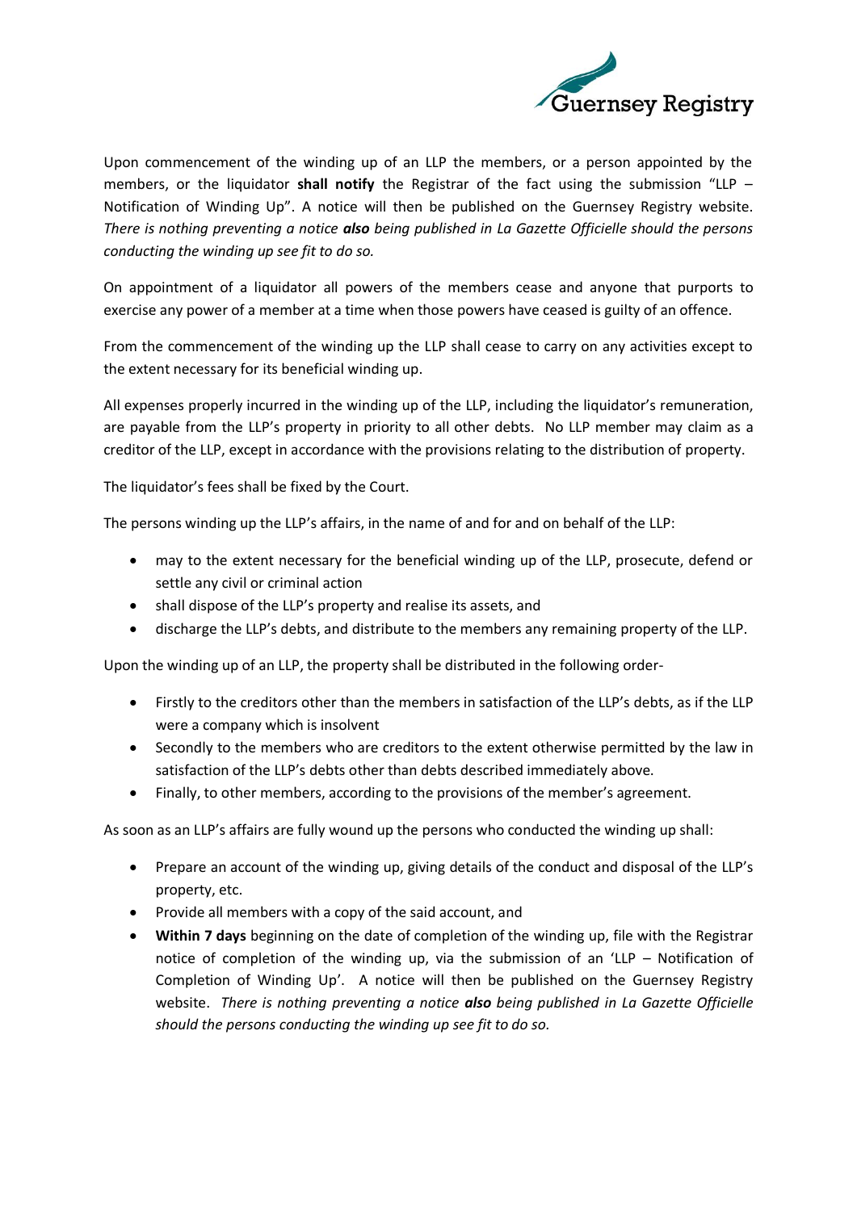Upon commencement of the winding up of an LLP the members, or a person appointed by the members, or the liquidator **shall notify** the Registrar of the fact using the submission "LLP – Notification of Winding Up". A notice will then be published on the Guernsey Registry website. *There is nothing preventing a notice **also** being published in La Gazette Officielle should the persons conducting the winding up see fit to do so.*

On appointment of a liquidator all powers of the members cease and anyone that purports to exercise any power of a member at a time when those powers have ceased is guilty of an offence.

From the commencement of the winding up the LLP shall cease to carry on any activities except to the extent necessary for its beneficial winding up.

All expenses properly incurred in the winding up of the LLP, including the liquidator's remuneration, are payable from the LLP's property in priority to all other debts. No LLP member may claim as a creditor of the LLP, except in accordance with the provisions relating to the distribution of property.

The liquidator's fees shall be fixed by the Court.

The persons winding up the LLP's affairs, in the name of and for and on behalf of the LLP:

- may to the extent necessary for the beneficial winding up of the LLP, prosecute, defend or settle any civil or criminal action
- shall dispose of the LLP's property and realise its assets, and
- discharge the LLP's debts, and distribute to the members any remaining property of the LLP.

Upon the winding up of an LLP, the property shall be distributed in the following order-

- Firstly to the creditors other than the members in satisfaction of the LLP's debts, as if the LLP were a company which is insolvent
- Secondly to the members who are creditors to the extent otherwise permitted by the law in satisfaction of the LLP's debts other than debts described immediately above.
- Finally, to other members, according to the provisions of the member's agreement.

As soon as an LLP's affairs are fully wound up the persons who conducted the winding up shall:

- Prepare an account of the winding up, giving details of the conduct and disposal of the LLP's property, etc.
- Provide all members with a copy of the said account, and
- **Within 7 days** beginning on the date of completion of the winding up, file with the Registrar notice of completion of the winding up, via the submission of an 'LLP – Notification of Completion of Winding Up'. A notice will then be published on the Guernsey Registry website. *There is nothing preventing a notice **also** being published in La Gazette Officielle should the persons conducting the winding up see fit to do so.*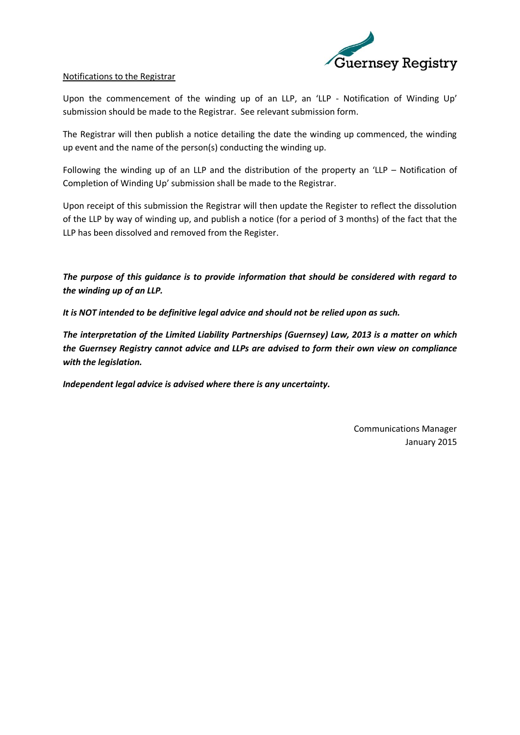Notifications to the Registrar

Upon the commencement of the winding up of an LLP, an 'LLP - Notification of Winding Up' submission should be made to the Registrar. See relevant submission form.

The Registrar will then publish a notice detailing the date the winding up commenced, the winding up event and the name of the person(s) conducting the winding up.

Following the winding up of an LLP and the distribution of the property an 'LLP – Notification of Completion of Winding Up' submission shall be made to the Registrar.

Upon receipt of this submission the Registrar will then update the Register to reflect the dissolution of the LLP by way of winding up, and publish a notice (for a period of 3 months) of the fact that the LLP has been dissolved and removed from the Register.

***The purpose of this guidance is to provide information that should be considered with regard to the winding up of an LLP.***

***It is NOT intended to be definitive legal advice and should not be relied upon as such.***

***The interpretation of the Limited Liability Partnerships (Guernsey) Law, 2013 is a matter on which the Guernsey Registry cannot advice and LLPs are advised to form their own view on compliance with the legislation.***

***Independent legal advice is advised where there is any uncertainty.***

Communications Manager
January 2015